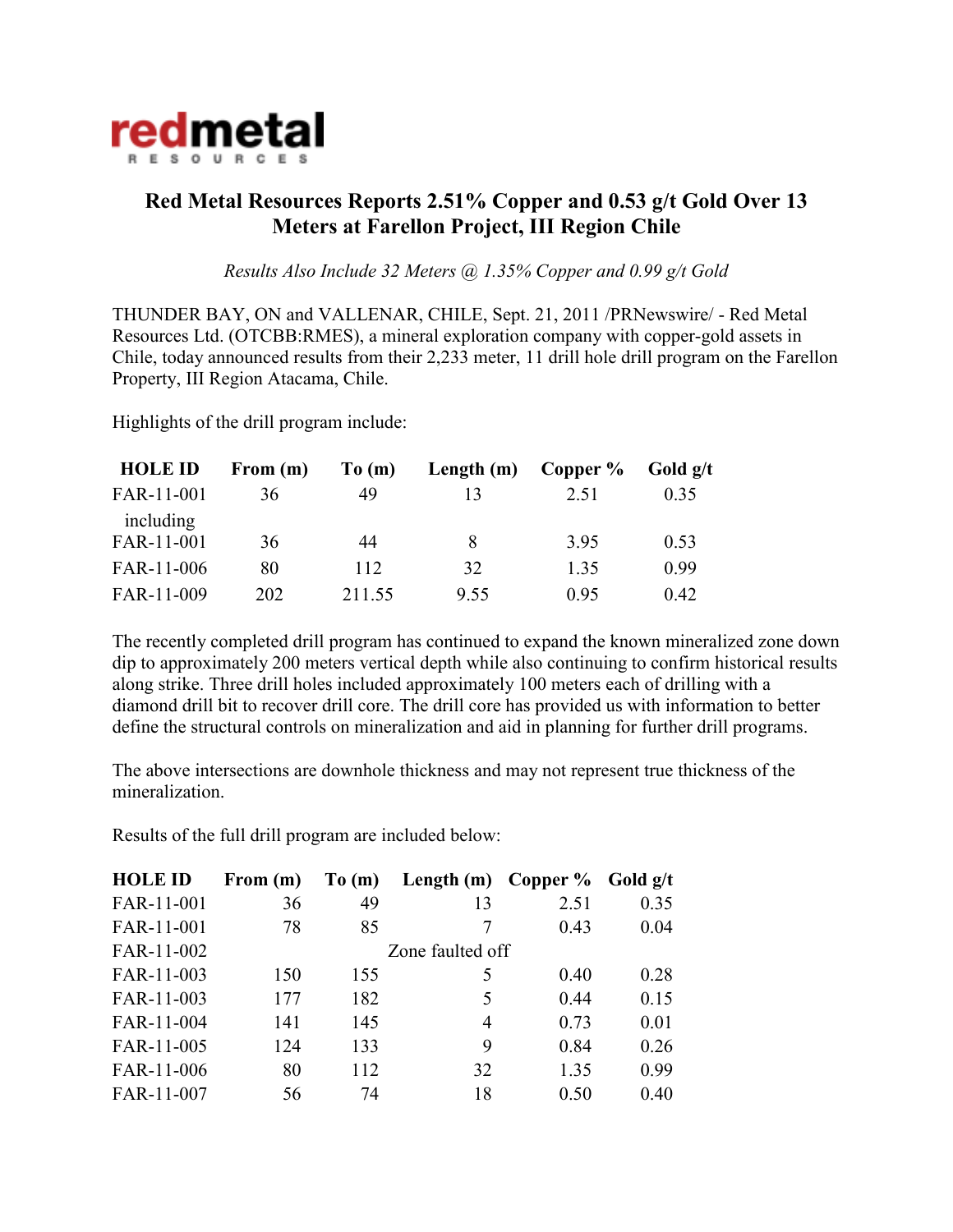**redmetal**
RESOURCES

# Red Metal Resources Reports 2.51% Copper and 0.53 g/t Gold Over 13 Meters at Farellon Project, III Region Chile

*Results Also Include 32 Meters @ 1.35% Copper and 0.99 g/t Gold*

THUNDER BAY, ON and VALLENAR, CHILE, Sept. 21, 2011 /PRNewswire/ - Red Metal Resources Ltd. (OTCBB:RMES), a mineral exploration company with copper-gold assets in Chile, today announced results from their 2,233 meter, 11 drill hole drill program on the Farellon Property, III Region Atacama, Chile.

Highlights of the drill program include:

| HOLE ID | From (m) | To (m) | Length (m) | Copper % | Gold g/t |
|---|---|---|---|---|---|
| FAR-11-001 | 36 | 49 | 13 | 2.51 | 0.35 |
| including | | | | | |
| FAR-11-001 | 36 | 44 | 8 | 3.95 | 0.53 |
| FAR-11-006 | 80 | 112 | 32 | 1.35 | 0.99 |
| FAR-11-009 | 202 | 211.55 | 9.55 | 0.95 | 0.42 |

The recently completed drill program has continued to expand the known mineralized zone down dip to approximately 200 meters vertical depth while also continuing to confirm historical results along strike. Three drill holes included approximately 100 meters each of drilling with a diamond drill bit to recover drill core. The drill core has provided us with information to better define the structural controls on mineralization and aid in planning for further drill programs.

The above intersections are downhole thickness and may not represent true thickness of the mineralization.

Results of the full drill program are included below:

| HOLE ID | From (m) | To (m) | Length (m) | Copper % | Gold g/t |
|---|---|---|---|---|---|
| FAR-11-001 | 36 | 49 | 13 | 2.51 | 0.35 |
| FAR-11-001 | 78 | 85 | 7 | 0.43 | 0.04 |
| FAR-11-002 | | | Zone faulted off | | |
| FAR-11-003 | 150 | 155 | 5 | 0.40 | 0.28 |
| FAR-11-003 | 177 | 182 | 5 | 0.44 | 0.15 |
| FAR-11-004 | 141 | 145 | 4 | 0.73 | 0.01 |
| FAR-11-005 | 124 | 133 | 9 | 0.84 | 0.26 |
| FAR-11-006 | 80 | 112 | 32 | 1.35 | 0.99 |
| FAR-11-007 | 56 | 74 | 18 | 0.50 | 0.40 |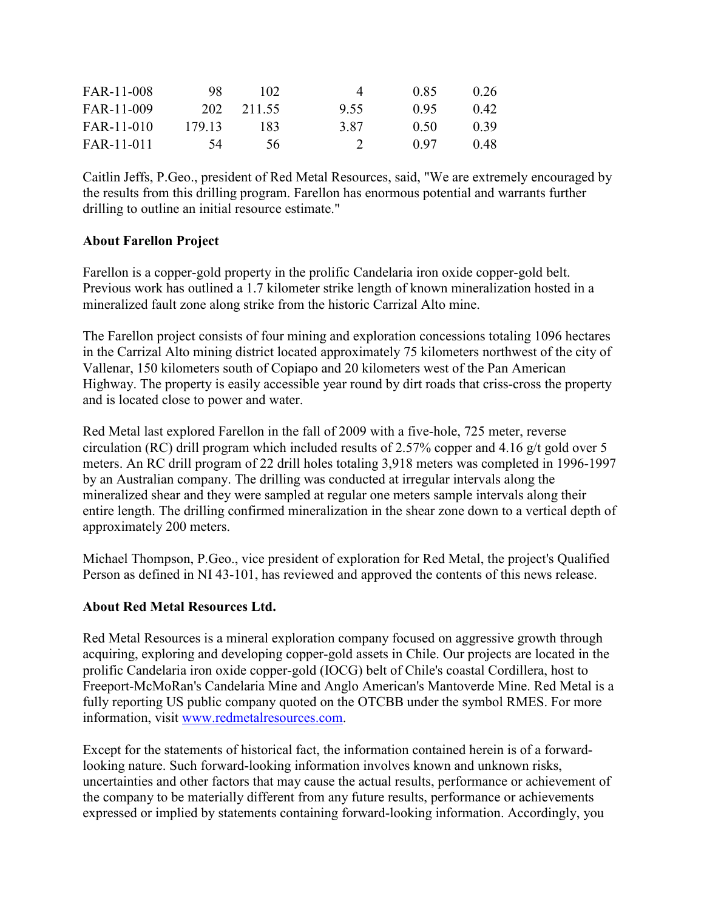| | | | | | |
|---|---|---|---|---|---|
| FAR-11-008 | 98 | 102 | 4 | 0.85 | 0.26 |
| FAR-11-009 | 202 | 211.55 | 9.55 | 0.95 | 0.42 |
| FAR-11-010 | 179.13 | 183 | 3.87 | 0.50 | 0.39 |
| FAR-11-011 | 54 | 56 | 2 | 0.97 | 0.48 |

Caitlin Jeffs, P.Geo., president of Red Metal Resources, said, "We are extremely encouraged by the results from this drilling program. Farellon has enormous potential and warrants further drilling to outline an initial resource estimate."

**About Farellon Project**

Farellon is a copper-gold property in the prolific Candelaria iron oxide copper-gold belt. Previous work has outlined a 1.7 kilometer strike length of known mineralization hosted in a mineralized fault zone along strike from the historic Carrizal Alto mine.

The Farellon project consists of four mining and exploration concessions totaling 1096 hectares in the Carrizal Alto mining district located approximately 75 kilometers northwest of the city of Vallenar, 150 kilometers south of Copiapo and 20 kilometers west of the Pan American Highway. The property is easily accessible year round by dirt roads that criss-cross the property and is located close to power and water.

Red Metal last explored Farellon in the fall of 2009 with a five-hole, 725 meter, reverse circulation (RC) drill program which included results of 2.57% copper and 4.16 g/t gold over 5 meters. An RC drill program of 22 drill holes totaling 3,918 meters was completed in 1996-1997 by an Australian company. The drilling was conducted at irregular intervals along the mineralized shear and they were sampled at regular one meters sample intervals along their entire length. The drilling confirmed mineralization in the shear zone down to a vertical depth of approximately 200 meters.

Michael Thompson, P.Geo., vice president of exploration for Red Metal, the project's Qualified Person as defined in NI 43-101, has reviewed and approved the contents of this news release.

**About Red Metal Resources Ltd.**

Red Metal Resources is a mineral exploration company focused on aggressive growth through acquiring, exploring and developing copper-gold assets in Chile. Our projects are located in the prolific Candelaria iron oxide copper-gold (IOCG) belt of Chile's coastal Cordillera, host to Freeport-McMoRan's Candelaria Mine and Anglo American's Mantoverde Mine. Red Metal is a fully reporting US public company quoted on the OTCBB under the symbol RMES. For more information, visit www.redmetalresources.com.

Except for the statements of historical fact, the information contained herein is of a forward-looking nature. Such forward-looking information involves known and unknown risks, uncertainties and other factors that may cause the actual results, performance or achievement of the company to be materially different from any future results, performance or achievements expressed or implied by statements containing forward-looking information. Accordingly, you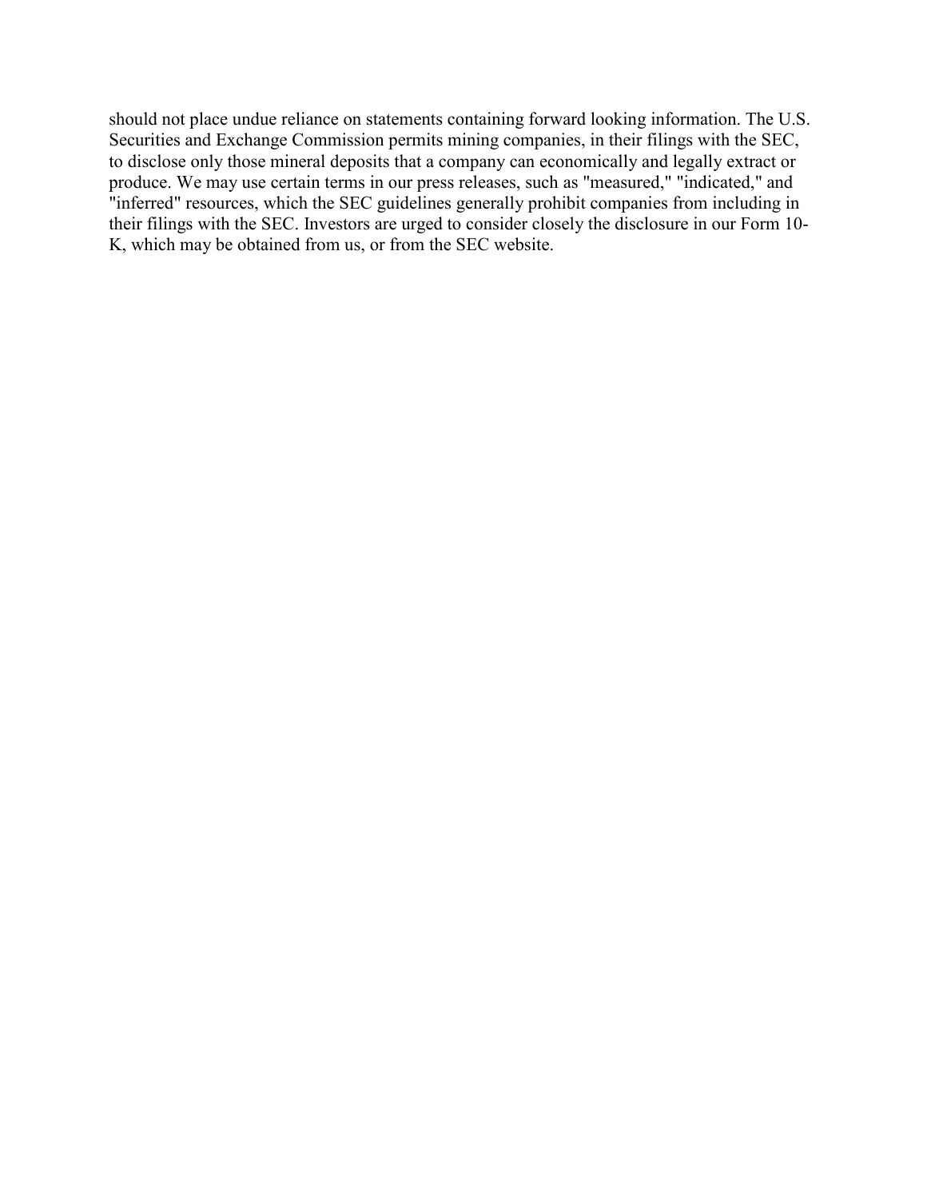should not place undue reliance on statements containing forward looking information. The U.S. Securities and Exchange Commission permits mining companies, in their filings with the SEC, to disclose only those mineral deposits that a company can economically and legally extract or produce. We may use certain terms in our press releases, such as "measured," "indicated," and "inferred" resources, which the SEC guidelines generally prohibit companies from including in their filings with the SEC. Investors are urged to consider closely the disclosure in our Form 10-K, which may be obtained from us, or from the SEC website.